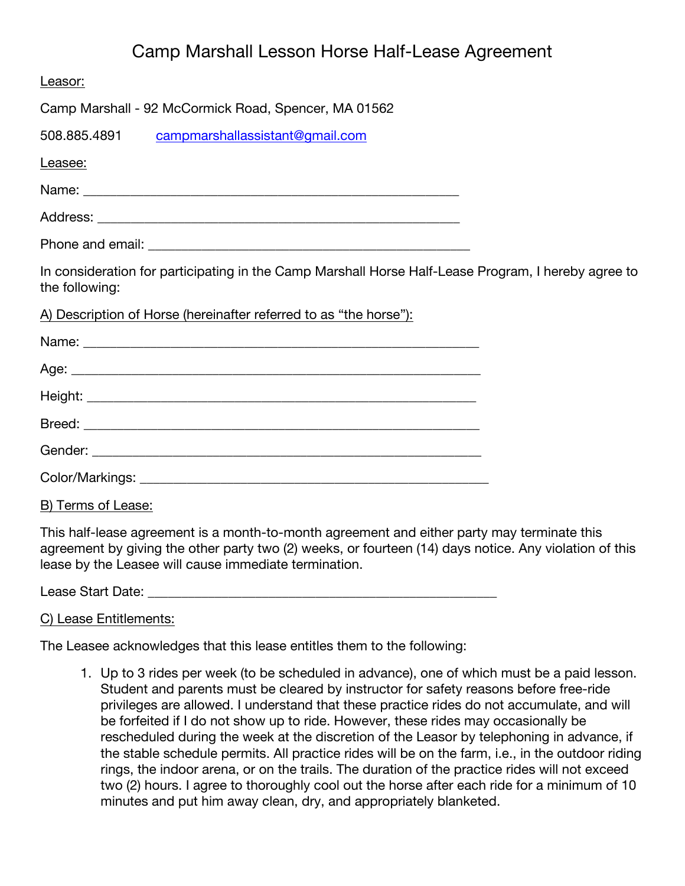# Camp Marshall Lesson Horse Half-Lease Agreement

Leasor:

Camp Marshall - 92 McCormick Road, Spencer, MA 01562

508.885.4891 campmarshallassistant@gmail.com

Leasee:

Name: ____________________________________________________

Address: __________________________________________________

Phone and email: ____________________________________________

In consideration for participating in the Camp Marshall Horse Half-Lease Program, I hereby agree to the following:

A) Description of Horse (hereinafter referred to as "the horse"):

Name: ______________________________________________________

Age: _______________________________________________________

Height: _____________________________________________________

Breed: ______________________________________________________

Gender: _____________________________________________________

Color/Markings: _______________________________________________

B) Terms of Lease:

This half-lease agreement is a month-to-month agreement and either party may terminate this agreement by giving the other party two (2) weeks, or fourteen (14) days notice. Any violation of this lease by the Leasee will cause immediate termination.

Lease Start Date: _______________________________________________

C) Lease Entitlements:

The Leasee acknowledges that this lease entitles them to the following:

1. Up to 3 rides per week (to be scheduled in advance), one of which must be a paid lesson. Student and parents must be cleared by instructor for safety reasons before free-ride privileges are allowed. I understand that these practice rides do not accumulate, and will be forfeited if I do not show up to ride. However, these rides may occasionally be rescheduled during the week at the discretion of the Leasor by telephoning in advance, if the stable schedule permits. All practice rides will be on the farm, i.e., in the outdoor riding rings, the indoor arena, or on the trails. The duration of the practice rides will not exceed two (2) hours. I agree to thoroughly cool out the horse after each ride for a minimum of 10 minutes and put him away clean, dry, and appropriately blanketed.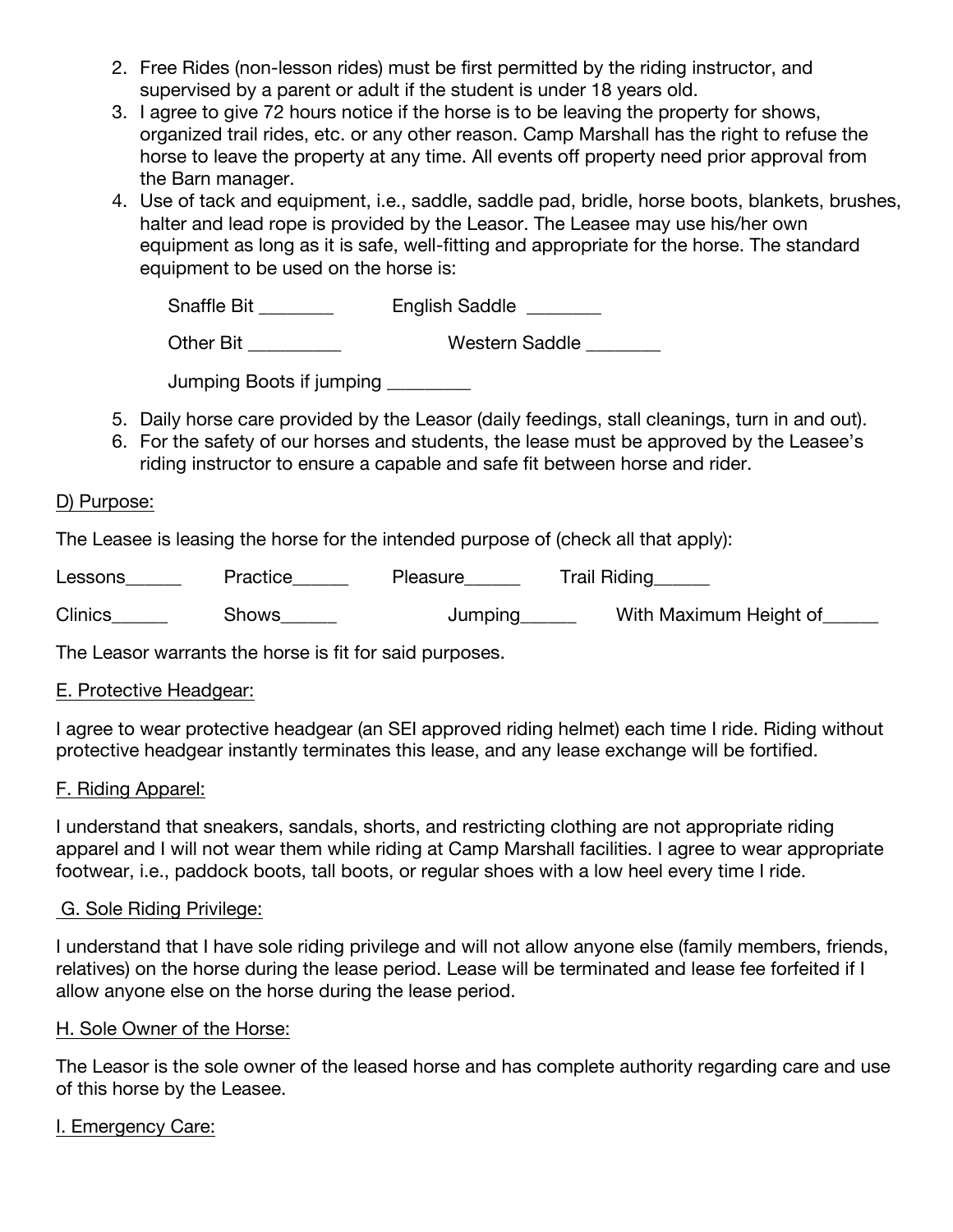2. Free Rides (non-lesson rides) must be first permitted by the riding instructor, and supervised by a parent or adult if the student is under 18 years old.
3. I agree to give 72 hours notice if the horse is to be leaving the property for shows, organized trail rides, etc. or any other reason. Camp Marshall has the right to refuse the horse to leave the property at any time. All events off property need prior approval from the Barn manager.
4. Use of tack and equipment, i.e., saddle, saddle pad, bridle, horse boots, blankets, brushes, halter and lead rope is provided by the Leasor. The Leasee may use his/her own equipment as long as it is safe, well-fitting and appropriate for the horse. The standard equipment to be used on the horse is:

   Snaffle Bit ________ English Saddle ________

   Other Bit __________ Western Saddle ________

   Jumping Boots if jumping _________

5. Daily horse care provided by the Leasor (daily feedings, stall cleanings, turn in and out).
6. For the safety of our horses and students, the lease must be approved by the Leasee's riding instructor to ensure a capable and safe fit between horse and rider.

D) Purpose:

The Leasee is leasing the horse for the intended purpose of (check all that apply):

Lessons______ Practice______ Pleasure______ Trail Riding______

Clinics______ Shows______ Jumping______ With Maximum Height of______

The Leasor warrants the horse is fit for said purposes.

E. Protective Headgear:

I agree to wear protective headgear (an SEI approved riding helmet) each time I ride. Riding without protective headgear instantly terminates this lease, and any lease exchange will be fortified.

F. Riding Apparel:

I understand that sneakers, sandals, shorts, and restricting clothing are not appropriate riding apparel and I will not wear them while riding at Camp Marshall facilities. I agree to wear appropriate footwear, i.e., paddock boots, tall boots, or regular shoes with a low heel every time I ride.

G. Sole Riding Privilege:

I understand that I have sole riding privilege and will not allow anyone else (family members, friends, relatives) on the horse during the lease period. Lease will be terminated and lease fee forfeited if I allow anyone else on the horse during the lease period.

H. Sole Owner of the Horse:

The Leasor is the sole owner of the leased horse and has complete authority regarding care and use of this horse by the Leasee.

I. Emergency Care: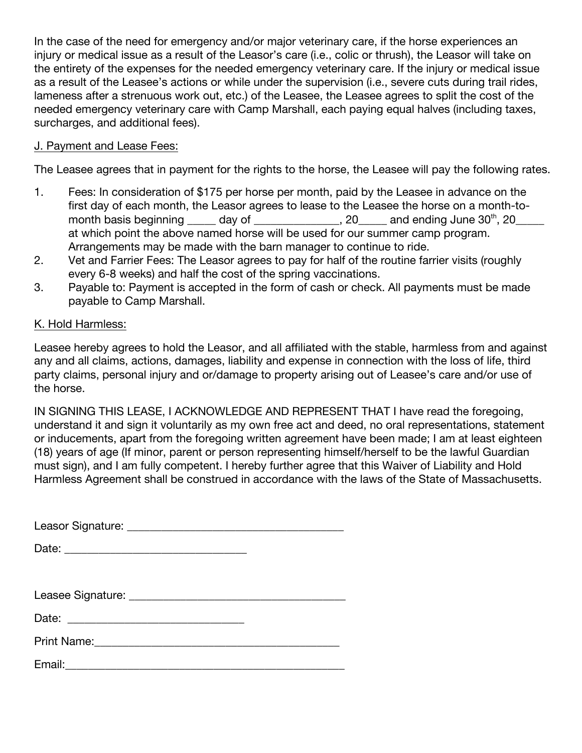In the case of the need for emergency and/or major veterinary care, if the horse experiences an injury or medical issue as a result of the Leasor's care (i.e., colic or thrush), the Leasor will take on the entirety of the expenses for the needed emergency veterinary care. If the injury or medical issue as a result of the Leasee's actions or while under the supervision (i.e., severe cuts during trail rides, lameness after a strenuous work out, etc.) of the Leasee, the Leasee agrees to split the cost of the needed emergency veterinary care with Camp Marshall, each paying equal halves (including taxes, surcharges, and additional fees).

J. Payment and Lease Fees:

The Leasee agrees that in payment for the rights to the horse, the Leasee will pay the following rates.

1. Fees: In consideration of $175 per horse per month, paid by the Leasee in advance on the first day of each month, the Leasor agrees to lease to the Leasee the horse on a month-to-month basis beginning _____ day of ______________, 20_____ and ending June 30th, 20_____ at which point the above named horse will be used for our summer camp program. Arrangements may be made with the barn manager to continue to ride.
2. Vet and Farrier Fees: The Leasor agrees to pay for half of the routine farrier visits (roughly every 6-8 weeks) and half the cost of the spring vaccinations.
3. Payable to: Payment is accepted in the form of cash or check. All payments must be made payable to Camp Marshall.

K. Hold Harmless:

Leasee hereby agrees to hold the Leasor, and all affiliated with the stable, harmless from and against any and all claims, actions, damages, liability and expense in connection with the loss of life, third party claims, personal injury and or/damage to property arising out of Leasee's care and/or use of the horse.

IN SIGNING THIS LEASE, I ACKNOWLEDGE AND REPRESENT THAT I have read the foregoing, understand it and sign it voluntarily as my own free act and deed, no oral representations, statement or inducements, apart from the foregoing written agreement have been made; I am at least eighteen (18) years of age (If minor, parent or person representing himself/herself to be the lawful Guardian must sign), and I am fully competent. I hereby further agree that this Waiver of Liability and Hold Harmless Agreement shall be construed in accordance with the laws of the State of Massachusetts.

Leasor Signature: ____________________________________

Date: ______________________________

Leasee Signature: ____________________________________

Date: ______________________________

Print Name:_________________________________________

Email:______________________________________________